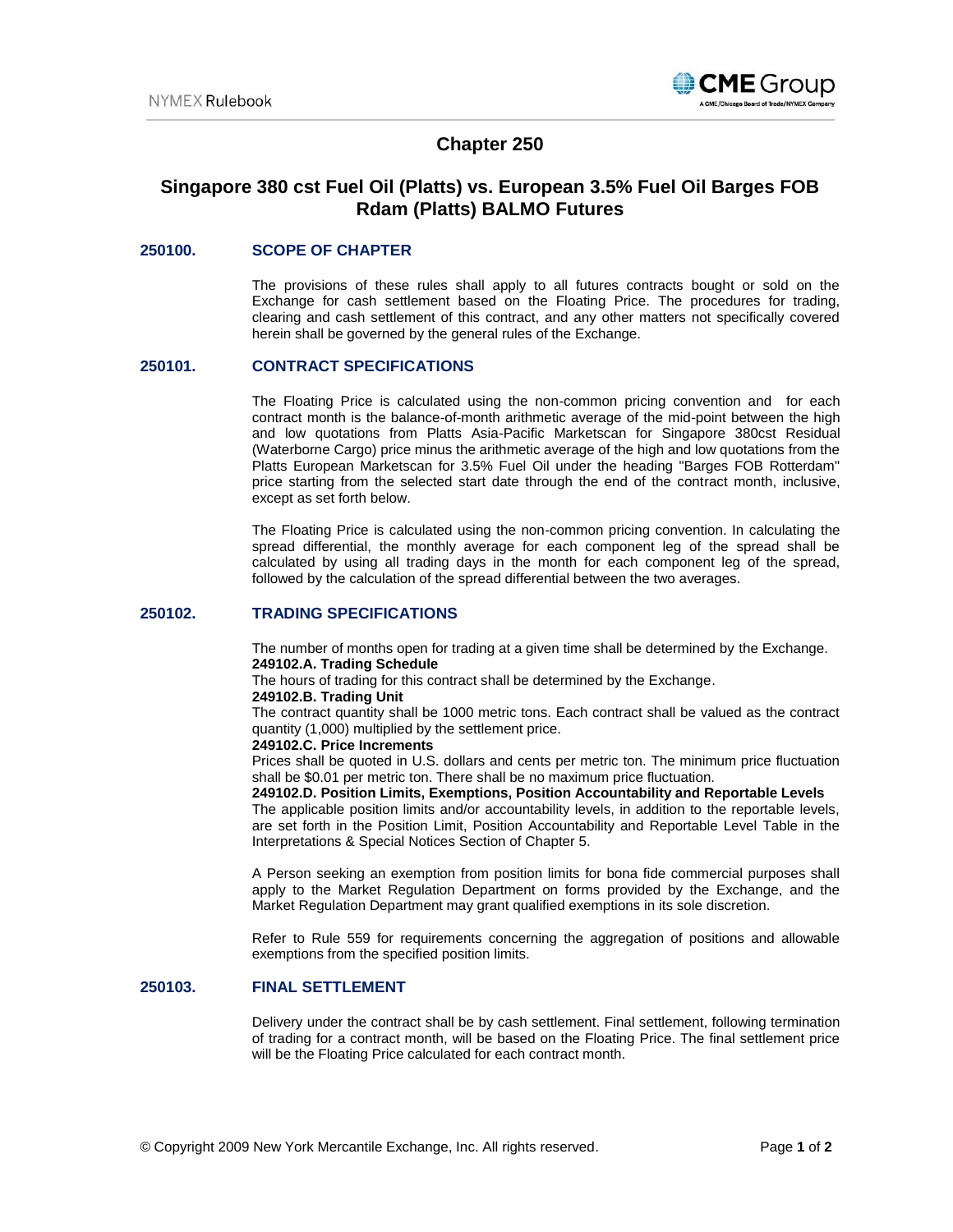# Chapter 250

# Singapore 380 cst Fuel Oil (Platts) vs. European 3.5% Fuel Oil Barges FOB Rdam (Platts) BALMO Futures

## 250100. SCOPE OF CHAPTER

The provisions of these rules shall apply to all futures contracts bought or sold on the Exchange for cash settlement based on the Floating Price. The procedures for trading, clearing and cash settlement of this contract, and any other matters not specifically covered herein shall be governed by the general rules of the Exchange.

## 250101. CONTRACT SPECIFICATIONS

The Floating Price is calculated using the non-common pricing convention and for each contract month is the balance-of-month arithmetic average of the mid-point between the high and low quotations from Platts Asia-Pacific Marketscan for Singapore 380cst Residual (Waterborne Cargo) price minus the arithmetic average of the high and low quotations from the Platts European Marketscan for 3.5% Fuel Oil under the heading "Barges FOB Rotterdam" price starting from the selected start date through the end of the contract month, inclusive, except as set forth below.

The Floating Price is calculated using the non-common pricing convention. In calculating the spread differential, the monthly average for each component leg of the spread shall be calculated by using all trading days in the month for each component leg of the spread, followed by the calculation of the spread differential between the two averages.

## 250102. TRADING SPECIFICATIONS

The number of months open for trading at a given time shall be determined by the Exchange.

**249102.A. Trading Schedule**

The hours of trading for this contract shall be determined by the Exchange.

**249102.B. Trading Unit**

The contract quantity shall be 1000 metric tons. Each contract shall be valued as the contract quantity (1,000) multiplied by the settlement price.

**249102.C. Price Increments**

Prices shall be quoted in U.S. dollars and cents per metric ton. The minimum price fluctuation shall be $0.01 per metric ton. There shall be no maximum price fluctuation.

**249102.D. Position Limits, Exemptions, Position Accountability and Reportable Levels**

The applicable position limits and/or accountability levels, in addition to the reportable levels, are set forth in the Position Limit, Position Accountability and Reportable Level Table in the Interpretations & Special Notices Section of Chapter 5.

A Person seeking an exemption from position limits for bona fide commercial purposes shall apply to the Market Regulation Department on forms provided by the Exchange, and the Market Regulation Department may grant qualified exemptions in its sole discretion.

Refer to Rule 559 for requirements concerning the aggregation of positions and allowable exemptions from the specified position limits.

## 250103. FINAL SETTLEMENT

Delivery under the contract shall be by cash settlement. Final settlement, following termination of trading for a contract month, will be based on the Floating Price. The final settlement price will be the Floating Price calculated for each contract month.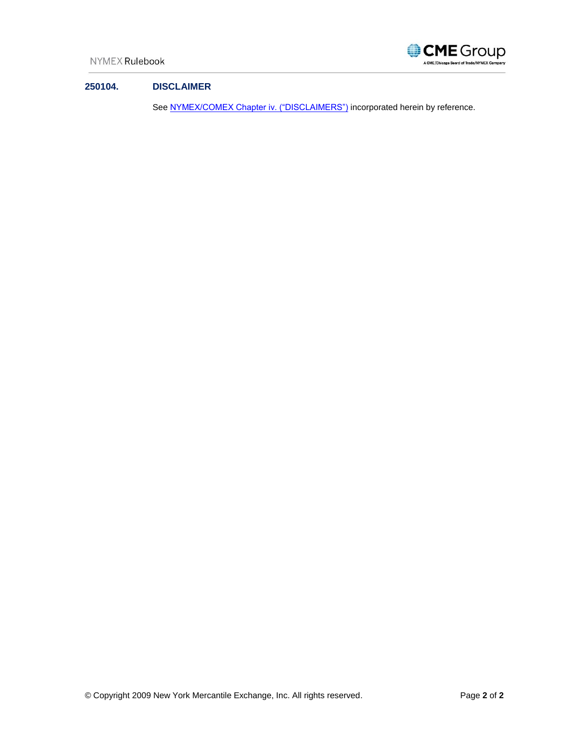### 250104. DISCLAIMER

See NYMEX/COMEX Chapter iv. (“DISCLAIMERS”) incorporated herein by reference.

© Copyright 2009 New York Mercantile Exchange, Inc. All rights reserved.